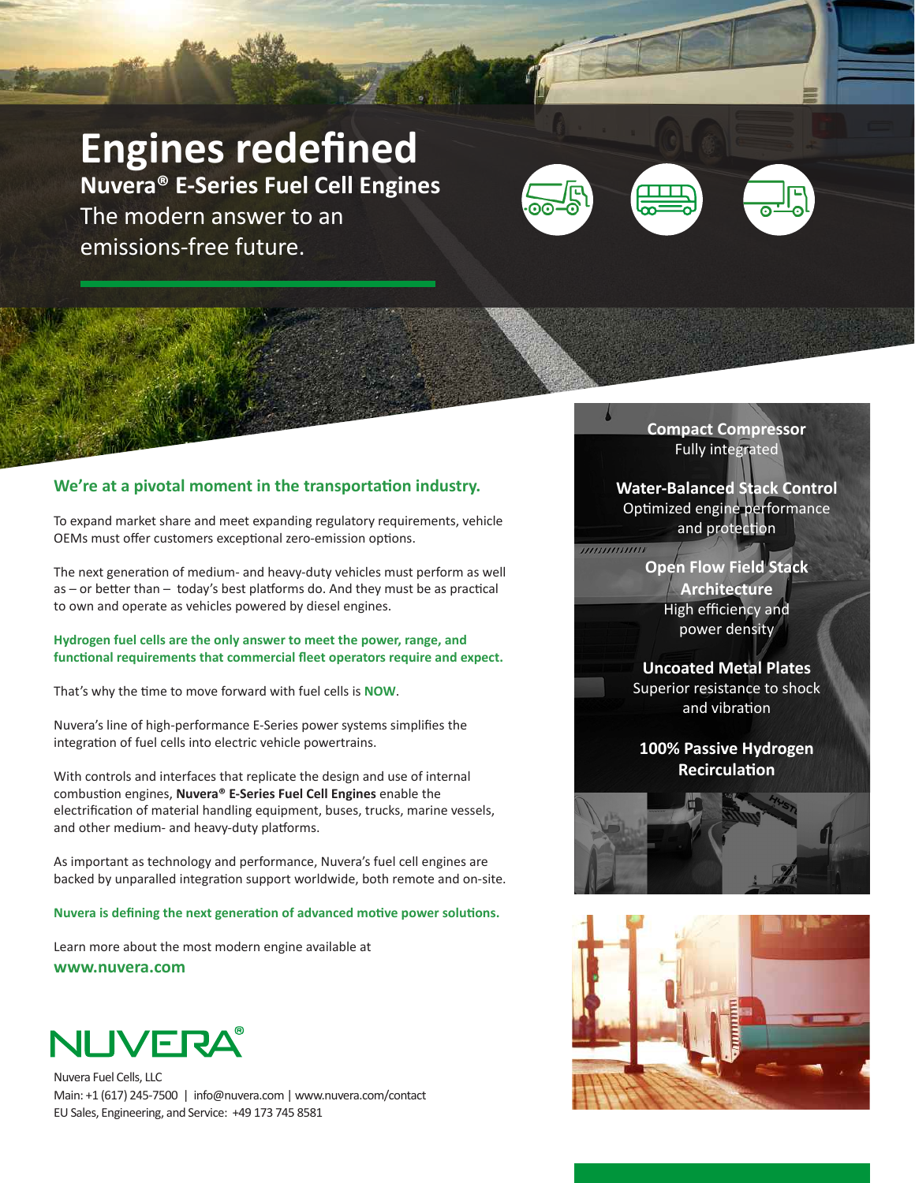# Engines redefined

## Nuvera® E-Series Fuel Cell Engines

The modern answer to an emissions-free future.

### We're at a pivotal moment in the transportation industry.

To expand market share and meet expanding regulatory requirements, vehicle OEMs must offer customers exceptional zero-emission options.

The next generation of medium- and heavy-duty vehicles must perform as well as – or better than – today's best platforms do. And they must be as practical to own and operate as vehicles powered by diesel engines.

**Hydrogen fuel cells are the only answer to meet the power, range, and functional requirements that commercial fleet operators require and expect.**

That's why the time to move forward with fuel cells is **NOW**.

Nuvera's line of high-performance E-Series power systems simplifies the integration of fuel cells into electric vehicle powertrains.

With controls and interfaces that replicate the design and use of internal combustion engines, **Nuvera® E-Series Fuel Cell Engines** enable the electrification of material handling equipment, buses, trucks, marine vessels, and other medium- and heavy-duty platforms.

As important as technology and performance, Nuvera's fuel cell engines are backed by unparalled integration support worldwide, both remote and on-site.

**Nuvera is defining the next generation of advanced motive power solutions.**

Learn more about the most modern engine available at
**www.nuvera.com**

**Compact Compressor**
Fully integrated

**Water-Balanced Stack Control**
Optimized engine performance and protection

**Open Flow Field Stack Architecture**
High efficiency and power density

**Uncoated Metal Plates**
Superior resistance to shock and vibration

**100% Passive Hydrogen Recirculation**

NUVERA®

Nuvera Fuel Cells, LLC
Main: +1 (617) 245-7500 | info@nuvera.com | www.nuvera.com/contact
EU Sales, Engineering, and Service: +49 173 745 8581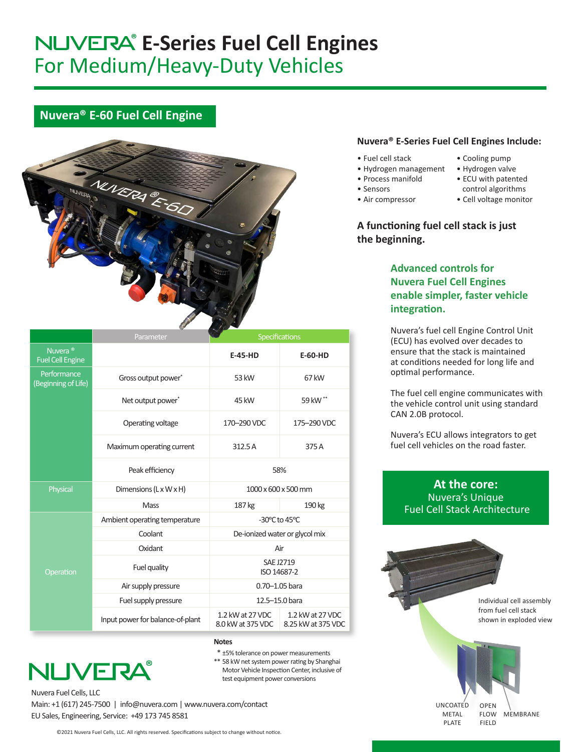# NUVERA® E-Series Fuel Cell Engines
## For Medium/Heavy-Duty Vehicles

### Nuvera® E-60 Fuel Cell Engine

| | Parameter | Specifications | |
|---|---|---|---|
| Nuvera® Fuel Cell Engine | | E-45-HD | E-60-HD |
| Performance (Beginning of Life) | Gross output power* | 53 kW | 67 kW |
| | Net output power* | 45 kW | 59 kW** |
| | Operating voltage | 170–290 VDC | 175–290 VDC |
| | Maximum operating current | 312.5 A | 375 A |
| | Peak efficiency | 58% | |
| Physical | Dimensions (L x W x H) | 1000 x 600 x 500 mm | |
| | Mass | 187 kg | 190 kg |
| Operation | Ambient operating temperature | -30°C to 45°C | |
| | Coolant | De-ionized water or glycol mix | |
| | Oxidant | Air | |
| | Fuel quality | SAE J2719 ISO 14687-2 | |
| | Air supply pressure | 0.70–1.05 bara | |
| | Fuel supply pressure | 12.5–15.0 bara | |
| | Input power for balance-of-plant | 1.2 kW at 27 VDC 8.0 kW at 375 VDC | 1.2 kW at 27 VDC 8.25 kW at 375 VDC |

**Notes**

* ±5% tolerance on power measurements

** 58 kW net system power rating by Shanghai Motor Vehicle Inspection Center, inclusive of test equipment power conversions

### Nuvera® E-Series Fuel Cell Engines Include:

- Fuel cell stack
- Hydrogen management
- Process manifold
- Sensors
- Air compressor
- Cooling pump
- Hydrogen valve
- ECU with patented control algorithms
- Cell voltage monitor

### A functioning fuel cell stack is just the beginning.

### Advanced controls for Nuvera Fuel Cell Engines enable simpler, faster vehicle integration.

Nuvera's fuel cell Engine Control Unit (ECU) has evolved over decades to ensure that the stack is maintained at conditions needed for long life and optimal performance.

The fuel cell engine communicates with the vehicle control unit using standard CAN 2.0B protocol.

Nuvera's ECU allows integrators to get fuel cell vehicles on the road faster.

### At the core:
Nuvera's Unique Fuel Cell Stack Architecture

Individual cell assembly from fuel cell stack shown in exploded view

UNCOATED METAL PLATE

OPEN FLOW FIELD

MEMBRANE

NUVERA®

Nuvera Fuel Cells, LLC

Main: +1 (617) 245-7500 | info@nuvera.com | www.nuvera.com/contact

EU Sales, Engineering, Service: +49 173 745 8581

©2021 Nuvera Fuel Cells, LLC. All rights reserved. Specifications subject to change without notice.